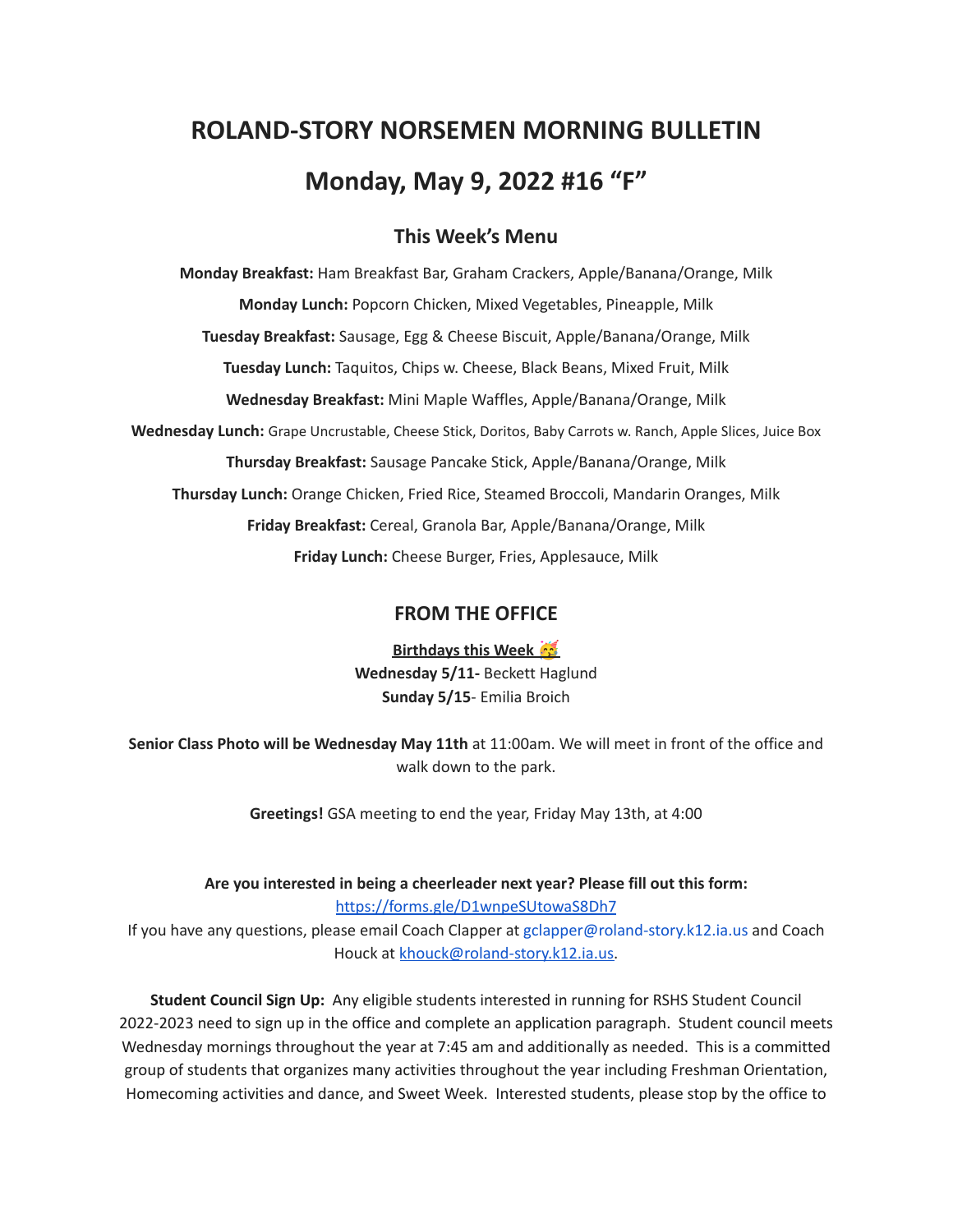# ROLAND-STORY NORSEMEN MORNING BULLETIN

# Monday, May 9, 2022 #16 "F"

## This Week's Menu

**Monday Breakfast:** Ham Breakfast Bar, Graham Crackers, Apple/Banana/Orange, Milk

**Monday Lunch:** Popcorn Chicken, Mixed Vegetables, Pineapple, Milk

**Tuesday Breakfast:** Sausage, Egg & Cheese Biscuit, Apple/Banana/Orange, Milk

**Tuesday Lunch:** Taquitos, Chips w. Cheese, Black Beans, Mixed Fruit, Milk

**Wednesday Breakfast:** Mini Maple Waffles, Apple/Banana/Orange, Milk

**Wednesday Lunch:** Grape Uncrustable, Cheese Stick, Doritos, Baby Carrots w. Ranch, Apple Slices, Juice Box

**Thursday Breakfast:** Sausage Pancake Stick, Apple/Banana/Orange, Milk

**Thursday Lunch:** Orange Chicken, Fried Rice, Steamed Broccoli, Mandarin Oranges, Milk

**Friday Breakfast:** Cereal, Granola Bar, Apple/Banana/Orange, Milk

**Friday Lunch:** Cheese Burger, Fries, Applesauce, Milk

## FROM THE OFFICE

**Birthdays this Week 🥳**

**Wednesday 5/11-** Beckett Haglund

**Sunday 5/15**- Emilia Broich

**Senior Class Photo will be Wednesday May 11th** at 11:00am. We will meet in front of the office and walk down to the park.

**Greetings!** GSA meeting to end the year, Friday May 13th, at 4:00

**Are you interested in being a cheerleader next year? Please fill out this form:**
https://forms.gle/D1wnpeSUtowaS8Dh7
If you have any questions, please email Coach Clapper at gclapper@roland-story.k12.ia.us and Coach Houck at khouck@roland-story.k12.ia.us.

**Student Council Sign Up:** Any eligible students interested in running for RSHS Student Council 2022-2023 need to sign up in the office and complete an application paragraph. Student council meets Wednesday mornings throughout the year at 7:45 am and additionally as needed. This is a committed group of students that organizes many activities throughout the year including Freshman Orientation, Homecoming activities and dance, and Sweet Week. Interested students, please stop by the office to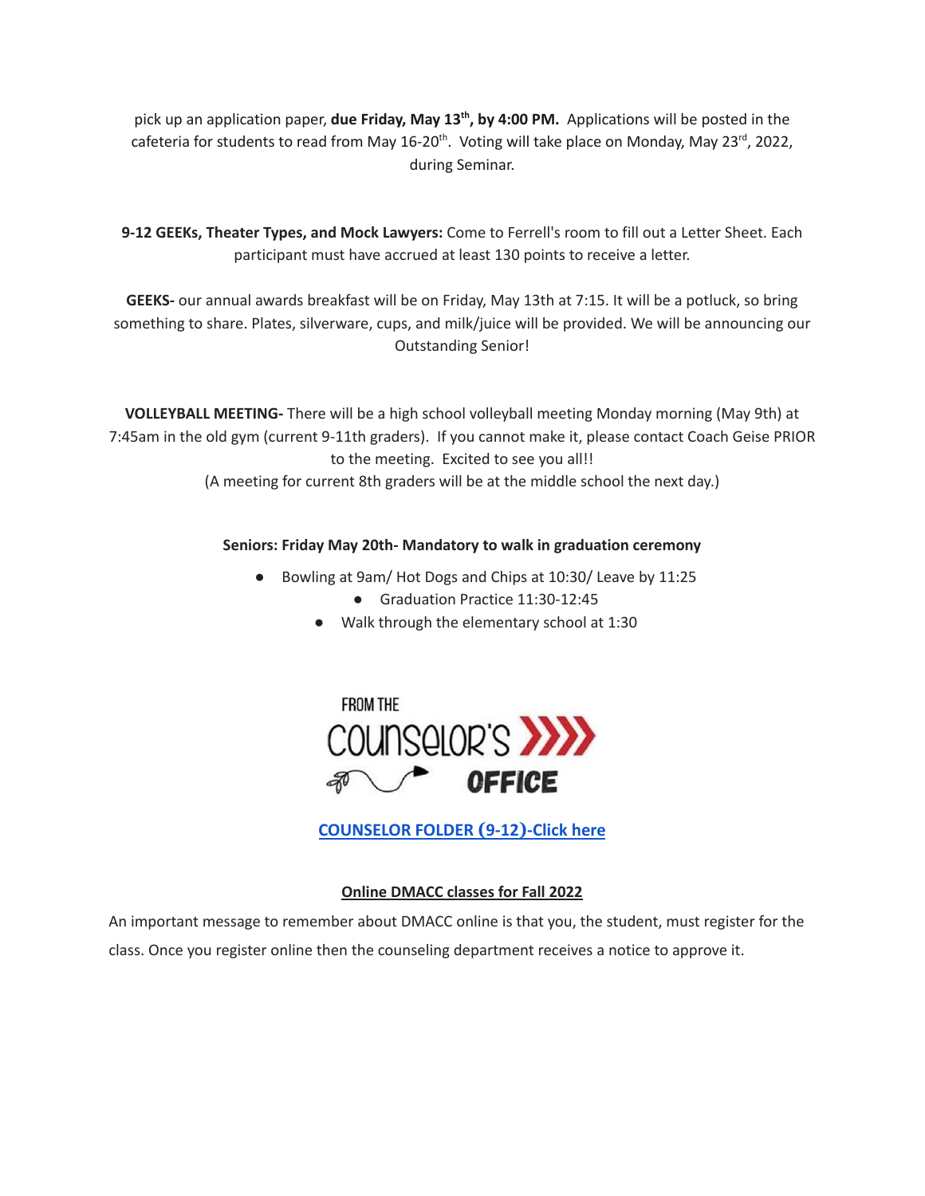pick up an application paper, **due Friday, May 13th, by 4:00 PM.** Applications will be posted in the cafeteria for students to read from May 16-20th. Voting will take place on Monday, May 23rd, 2022, during Seminar.

**9-12 GEEKs, Theater Types, and Mock Lawyers:** Come to Ferrell's room to fill out a Letter Sheet. Each participant must have accrued at least 130 points to receive a letter.

**GEEKS-** our annual awards breakfast will be on Friday, May 13th at 7:15. It will be a potluck, so bring something to share. Plates, silverware, cups, and milk/juice will be provided. We will be announcing our Outstanding Senior!

**VOLLEYBALL MEETING-** There will be a high school volleyball meeting Monday morning (May 9th) at 7:45am in the old gym (current 9-11th graders). If you cannot make it, please contact Coach Geise PRIOR to the meeting. Excited to see you all!!
(A meeting for current 8th graders will be at the middle school the next day.)

**Seniors: Friday May 20th- Mandatory to walk in graduation ceremony**

- Bowling at 9am/ Hot Dogs and Chips at 10:30/ Leave by 11:25
- Graduation Practice 11:30-12:45
- Walk through the elementary school at 1:30

FROM THE COUNSELOR'S OFFICE

**COUNSELOR FOLDER (9-12)-Click here**

**Online DMACC classes for Fall 2022**

An important message to remember about DMACC online is that you, the student, must register for the class. Once you register online then the counseling department receives a notice to approve it.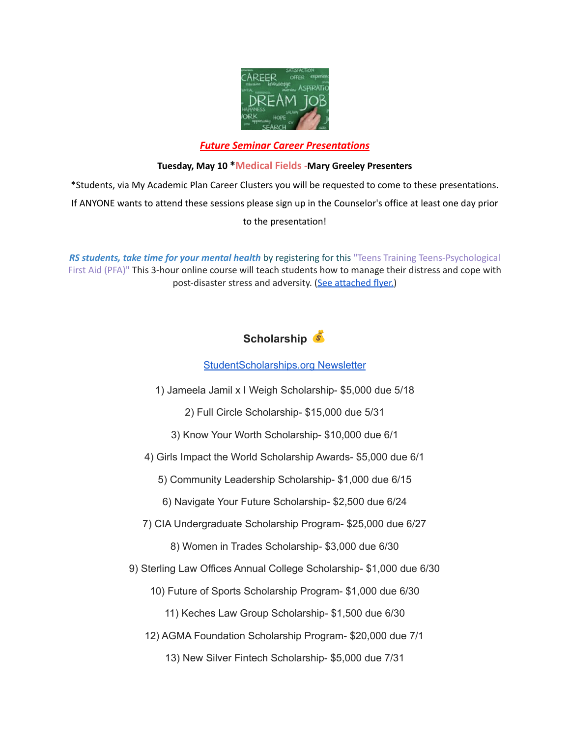***Future Seminar Career Presentations***

**Tuesday, May 10 *Medical Fields -Mary Greeley Presenters**

*Students, via My Academic Plan Career Clusters you will be requested to come to these presentations. If ANYONE wants to attend these sessions please sign up in the Counselor's office at least one day prior to the presentation!

***RS students, take time for your mental health*** by registering for this "Teens Training Teens-Psychological First Aid (PFA)" This 3-hour online course will teach students how to manage their distress and cope with post-disaster stress and adversity. (See attached flyer.)

## Scholarship 💰

StudentScholarships.org Newsletter

1) Jameela Jamil x I Weigh Scholarship- $5,000 due 5/18
2) Full Circle Scholarship- $15,000 due 5/31
3) Know Your Worth Scholarship- $10,000 due 6/1
4) Girls Impact the World Scholarship Awards- $5,000 due 6/1
5) Community Leadership Scholarship- $1,000 due 6/15
6) Navigate Your Future Scholarship- $2,500 due 6/24
7) CIA Undergraduate Scholarship Program- $25,000 due 6/27
8) Women in Trades Scholarship- $3,000 due 6/30
9) Sterling Law Offices Annual College Scholarship- $1,000 due 6/30
10) Future of Sports Scholarship Program- $1,000 due 6/30
11) Keches Law Group Scholarship- $1,500 due 6/30
12) AGMA Foundation Scholarship Program- $20,000 due 7/1
13) New Silver Fintech Scholarship- $5,000 due 7/31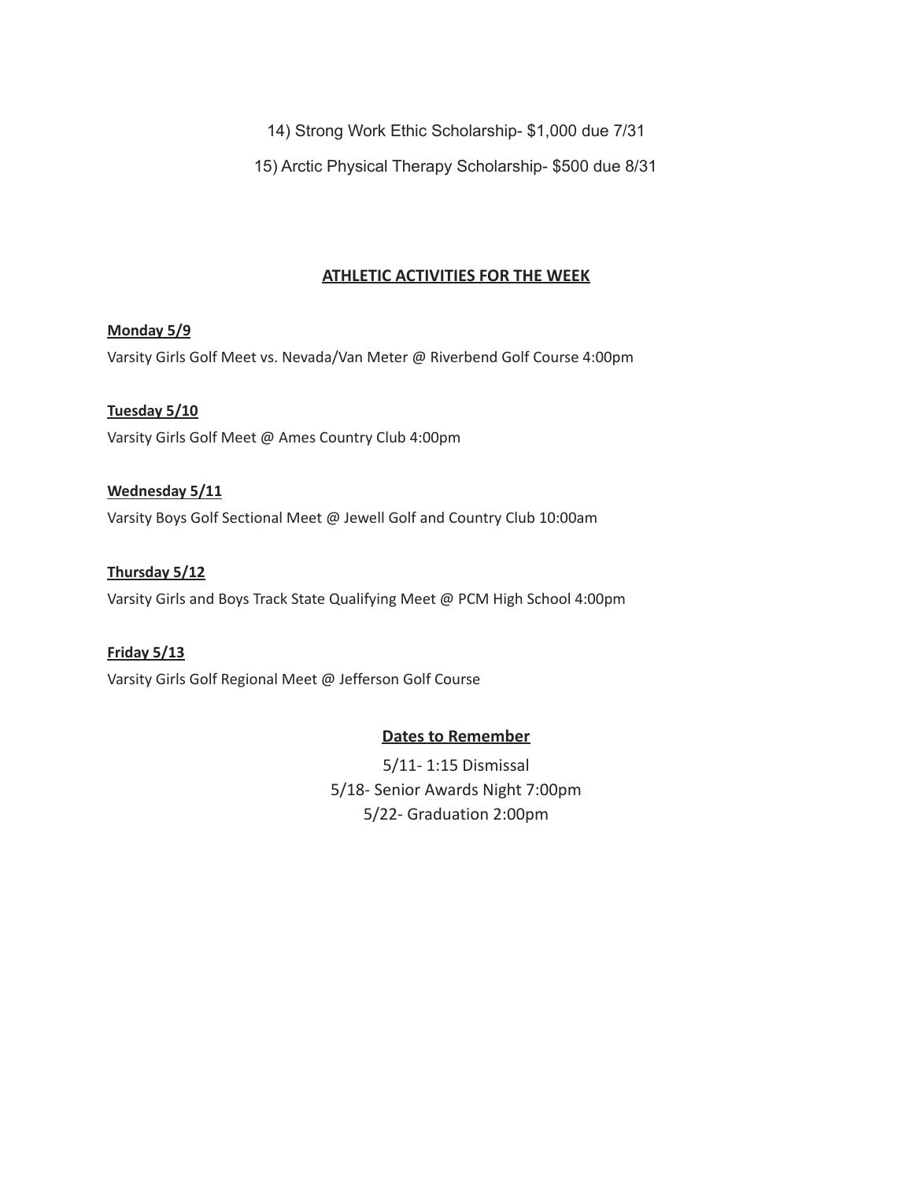14) Strong Work Ethic Scholarship- $1,000 due 7/31

15) Arctic Physical Therapy Scholarship- $500 due 8/31

## ATHLETIC ACTIVITIES FOR THE WEEK

**Monday 5/9**

Varsity Girls Golf Meet vs. Nevada/Van Meter @ Riverbend Golf Course 4:00pm

**Tuesday 5/10**

Varsity Girls Golf Meet @ Ames Country Club 4:00pm

**Wednesday 5/11**

Varsity Boys Golf Sectional Meet @ Jewell Golf and Country Club 10:00am

**Thursday 5/12**

Varsity Girls and Boys Track State Qualifying Meet @ PCM High School 4:00pm

**Friday 5/13**

Varsity Girls Golf Regional Meet @ Jefferson Golf Course

## Dates to Remember

5/11- 1:15 Dismissal

5/18- Senior Awards Night 7:00pm

5/22- Graduation 2:00pm